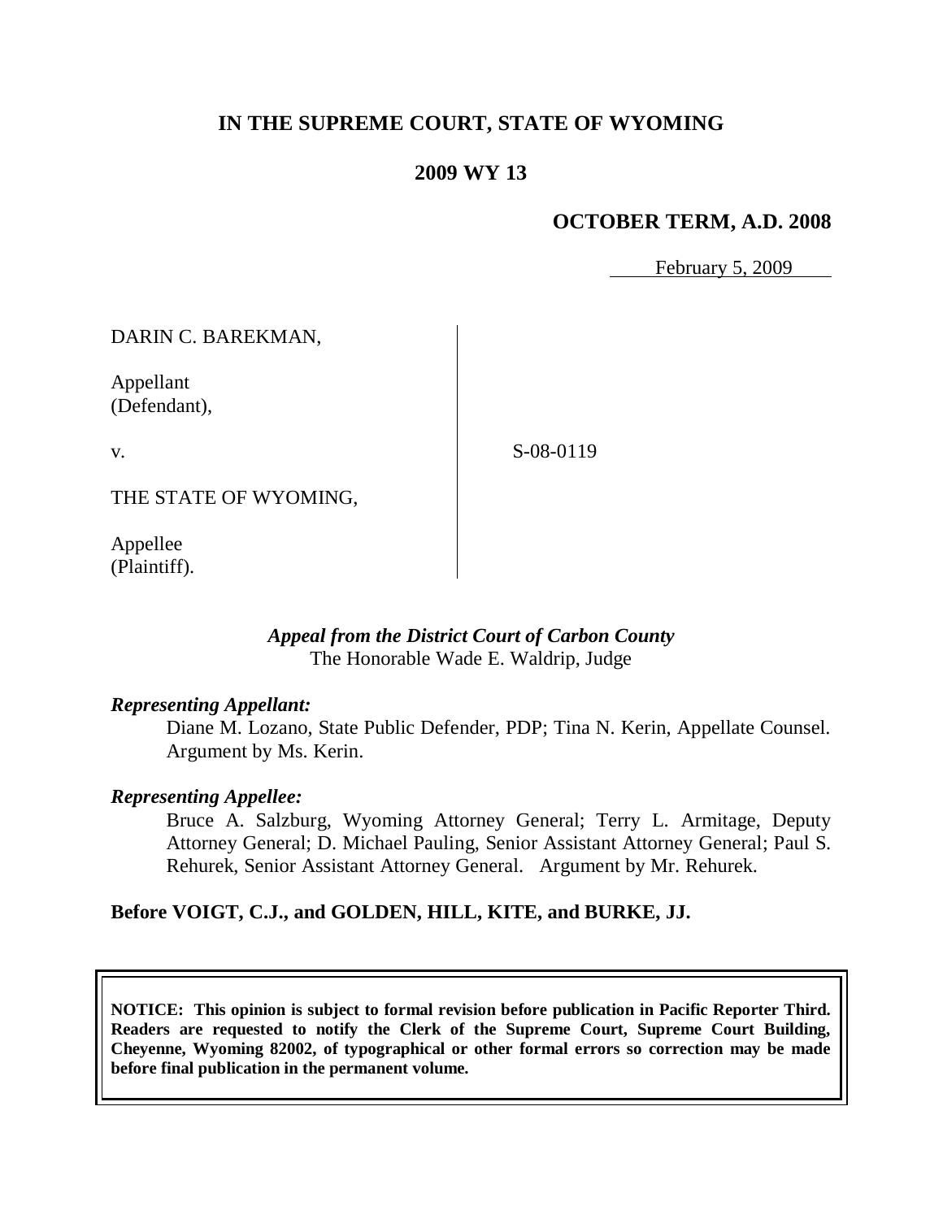# IN THE SUPREME COURT, STATE OF WYOMING

## 2009 WY 13

### OCTOBER TERM, A.D. 2008

February 5, 2009

DARIN C. BAREKMAN,

Appellant
(Defendant),

v.

S-08-0119

THE STATE OF WYOMING,

Appellee
(Plaintiff).

*Appeal from the District Court of Carbon County*
The Honorable Wade E. Waldrip, Judge

***Representing Appellant:***

Diane M. Lozano, State Public Defender, PDP; Tina N. Kerin, Appellate Counsel. Argument by Ms. Kerin.

***Representing Appellee:***

Bruce A. Salzburg, Wyoming Attorney General; Terry L. Armitage, Deputy Attorney General; D. Michael Pauling, Senior Assistant Attorney General; Paul S. Rehurek, Senior Assistant Attorney General. Argument by Mr. Rehurek.

**Before VOIGT, C.J., and GOLDEN, HILL, KITE, and BURKE, JJ.**

**NOTICE: This opinion is subject to formal revision before publication in Pacific Reporter Third. Readers are requested to notify the Clerk of the Supreme Court, Supreme Court Building, Cheyenne, Wyoming 82002, of typographical or other formal errors so correction may be made before final publication in the permanent volume.**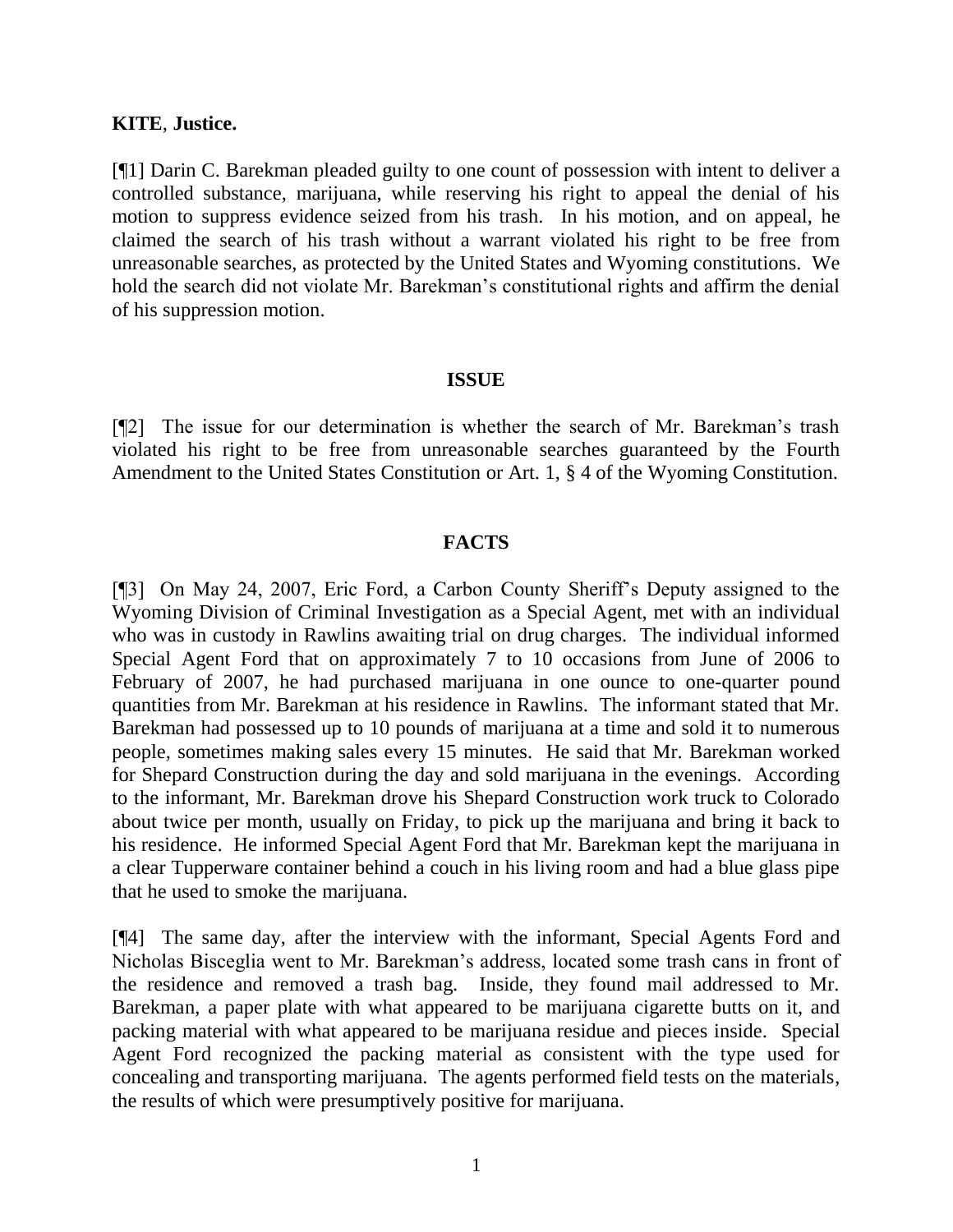**KITE**, **Justice.**

[¶1] Darin C. Barekman pleaded guilty to one count of possession with intent to deliver a controlled substance, marijuana, while reserving his right to appeal the denial of his motion to suppress evidence seized from his trash. In his motion, and on appeal, he claimed the search of his trash without a warrant violated his right to be free from unreasonable searches, as protected by the United States and Wyoming constitutions. We hold the search did not violate Mr. Barekman's constitutional rights and affirm the denial of his suppression motion.

## ISSUE

[¶2] The issue for our determination is whether the search of Mr. Barekman's trash violated his right to be free from unreasonable searches guaranteed by the Fourth Amendment to the United States Constitution or Art. 1, § 4 of the Wyoming Constitution.

## FACTS

[¶3] On May 24, 2007, Eric Ford, a Carbon County Sheriff's Deputy assigned to the Wyoming Division of Criminal Investigation as a Special Agent, met with an individual who was in custody in Rawlins awaiting trial on drug charges. The individual informed Special Agent Ford that on approximately 7 to 10 occasions from June of 2006 to February of 2007, he had purchased marijuana in one ounce to one-quarter pound quantities from Mr. Barekman at his residence in Rawlins. The informant stated that Mr. Barekman had possessed up to 10 pounds of marijuana at a time and sold it to numerous people, sometimes making sales every 15 minutes. He said that Mr. Barekman worked for Shepard Construction during the day and sold marijuana in the evenings. According to the informant, Mr. Barekman drove his Shepard Construction work truck to Colorado about twice per month, usually on Friday, to pick up the marijuana and bring it back to his residence. He informed Special Agent Ford that Mr. Barekman kept the marijuana in a clear Tupperware container behind a couch in his living room and had a blue glass pipe that he used to smoke the marijuana.

[¶4] The same day, after the interview with the informant, Special Agents Ford and Nicholas Bisceglia went to Mr. Barekman's address, located some trash cans in front of the residence and removed a trash bag. Inside, they found mail addressed to Mr. Barekman, a paper plate with what appeared to be marijuana cigarette butts on it, and packing material with what appeared to be marijuana residue and pieces inside. Special Agent Ford recognized the packing material as consistent with the type used for concealing and transporting marijuana. The agents performed field tests on the materials, the results of which were presumptively positive for marijuana.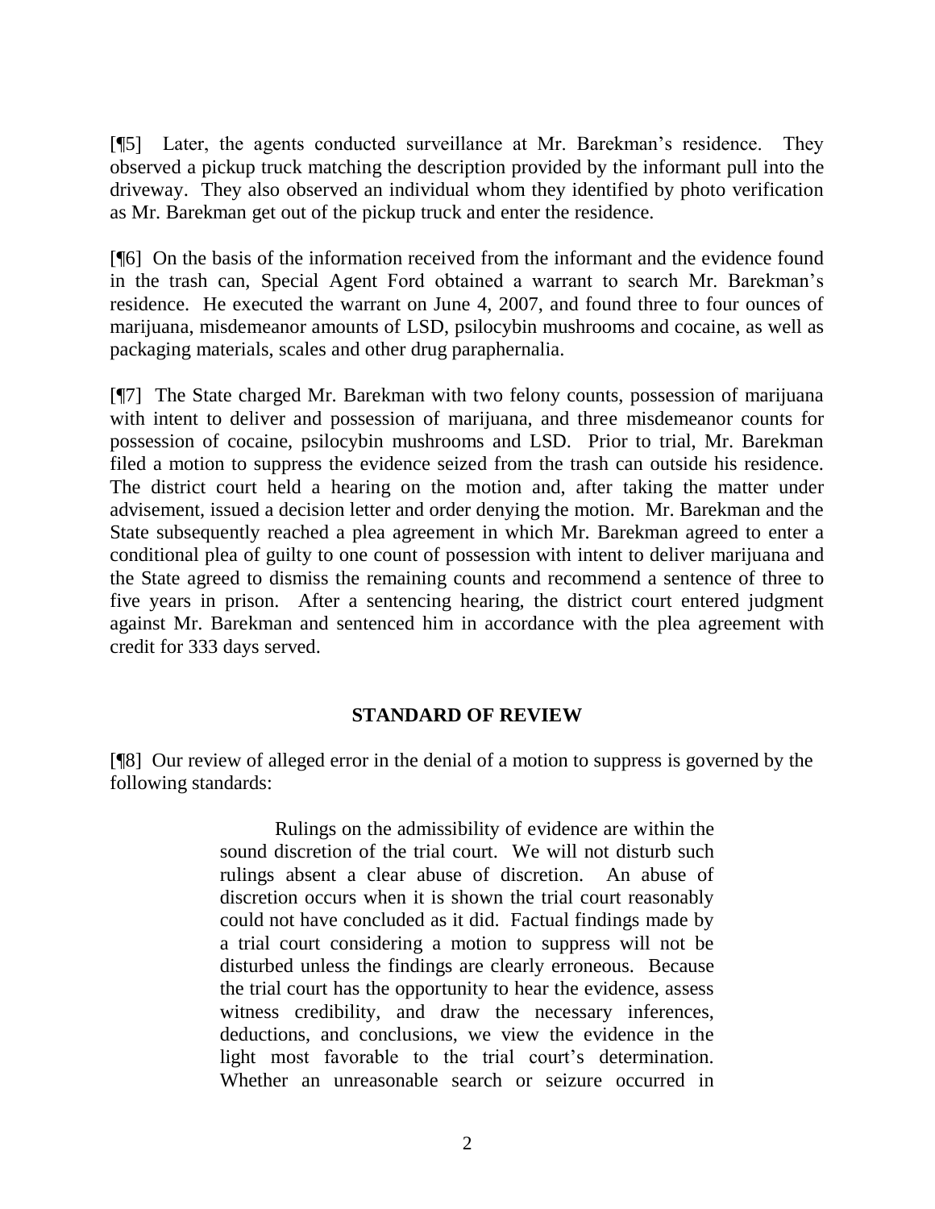[¶5] Later, the agents conducted surveillance at Mr. Barekman's residence. They observed a pickup truck matching the description provided by the informant pull into the driveway. They also observed an individual whom they identified by photo verification as Mr. Barekman get out of the pickup truck and enter the residence.

[¶6] On the basis of the information received from the informant and the evidence found in the trash can, Special Agent Ford obtained a warrant to search Mr. Barekman's residence. He executed the warrant on June 4, 2007, and found three to four ounces of marijuana, misdemeanor amounts of LSD, psilocybin mushrooms and cocaine, as well as packaging materials, scales and other drug paraphernalia.

[¶7] The State charged Mr. Barekman with two felony counts, possession of marijuana with intent to deliver and possession of marijuana, and three misdemeanor counts for possession of cocaine, psilocybin mushrooms and LSD. Prior to trial, Mr. Barekman filed a motion to suppress the evidence seized from the trash can outside his residence. The district court held a hearing on the motion and, after taking the matter under advisement, issued a decision letter and order denying the motion. Mr. Barekman and the State subsequently reached a plea agreement in which Mr. Barekman agreed to enter a conditional plea of guilty to one count of possession with intent to deliver marijuana and the State agreed to dismiss the remaining counts and recommend a sentence of three to five years in prison. After a sentencing hearing, the district court entered judgment against Mr. Barekman and sentenced him in accordance with the plea agreement with credit for 333 days served.

## STANDARD OF REVIEW

[¶8] Our review of alleged error in the denial of a motion to suppress is governed by the following standards:

> Rulings on the admissibility of evidence are within the sound discretion of the trial court. We will not disturb such rulings absent a clear abuse of discretion. An abuse of discretion occurs when it is shown the trial court reasonably could not have concluded as it did. Factual findings made by a trial court considering a motion to suppress will not be disturbed unless the findings are clearly erroneous. Because the trial court has the opportunity to hear the evidence, assess witness credibility, and draw the necessary inferences, deductions, and conclusions, we view the evidence in the light most favorable to the trial court's determination. Whether an unreasonable search or seizure occurred in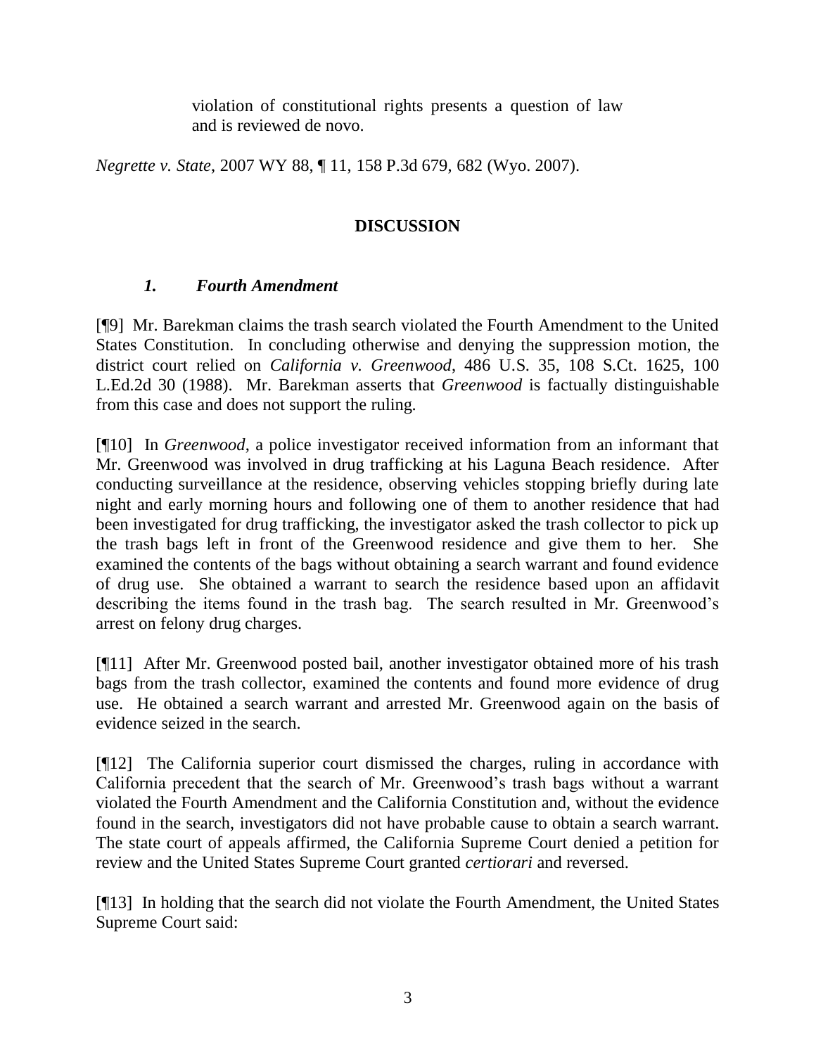> violation of constitutional rights presents a question of law and is reviewed de novo.

*Negrette v. State*, 2007 WY 88, ¶ 11, 158 P.3d 679, 682 (Wyo. 2007).

## DISCUSSION

### *1. Fourth Amendment*

[¶9] Mr. Barekman claims the trash search violated the Fourth Amendment to the United States Constitution. In concluding otherwise and denying the suppression motion, the district court relied on *California v. Greenwood*, 486 U.S. 35, 108 S.Ct. 1625, 100 L.Ed.2d 30 (1988). Mr. Barekman asserts that *Greenwood* is factually distinguishable from this case and does not support the ruling.

[¶10] In *Greenwood*, a police investigator received information from an informant that Mr. Greenwood was involved in drug trafficking at his Laguna Beach residence. After conducting surveillance at the residence, observing vehicles stopping briefly during late night and early morning hours and following one of them to another residence that had been investigated for drug trafficking, the investigator asked the trash collector to pick up the trash bags left in front of the Greenwood residence and give them to her. She examined the contents of the bags without obtaining a search warrant and found evidence of drug use. She obtained a warrant to search the residence based upon an affidavit describing the items found in the trash bag. The search resulted in Mr. Greenwood's arrest on felony drug charges.

[¶11] After Mr. Greenwood posted bail, another investigator obtained more of his trash bags from the trash collector, examined the contents and found more evidence of drug use. He obtained a search warrant and arrested Mr. Greenwood again on the basis of evidence seized in the search.

[¶12] The California superior court dismissed the charges, ruling in accordance with California precedent that the search of Mr. Greenwood's trash bags without a warrant violated the Fourth Amendment and the California Constitution and, without the evidence found in the search, investigators did not have probable cause to obtain a search warrant. The state court of appeals affirmed, the California Supreme Court denied a petition for review and the United States Supreme Court granted *certiorari* and reversed.

[¶13] In holding that the search did not violate the Fourth Amendment, the United States Supreme Court said: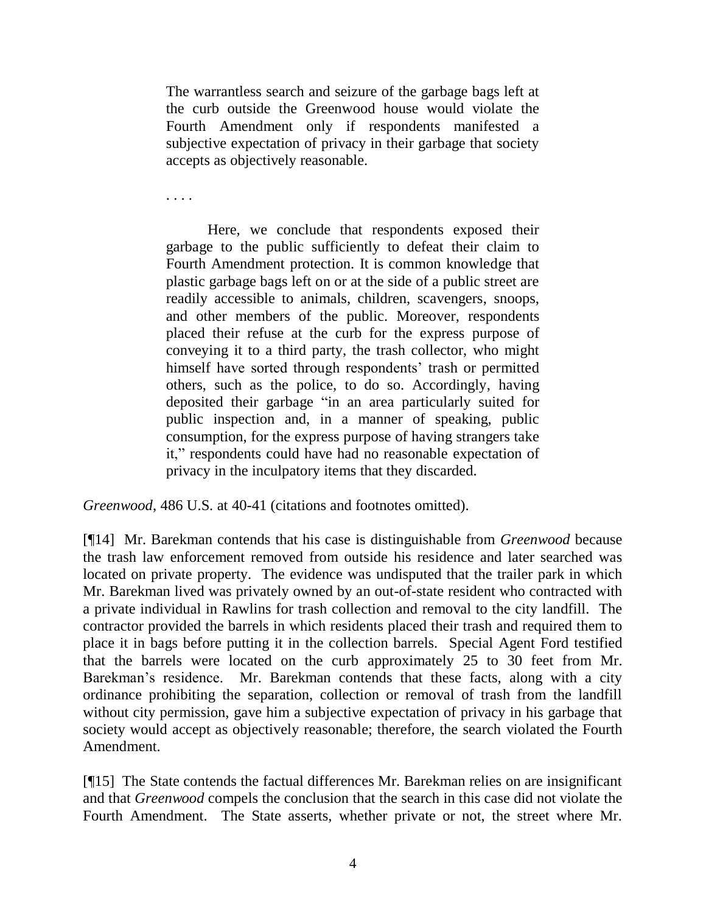> The warrantless search and seizure of the garbage bags left at the curb outside the Greenwood house would violate the Fourth Amendment only if respondents manifested a subjective expectation of privacy in their garbage that society accepts as objectively reasonable.
>
> . . . .
>
> Here, we conclude that respondents exposed their garbage to the public sufficiently to defeat their claim to Fourth Amendment protection. It is common knowledge that plastic garbage bags left on or at the side of a public street are readily accessible to animals, children, scavengers, snoops, and other members of the public. Moreover, respondents placed their refuse at the curb for the express purpose of conveying it to a third party, the trash collector, who might himself have sorted through respondents' trash or permitted others, such as the police, to do so. Accordingly, having deposited their garbage "in an area particularly suited for public inspection and, in a manner of speaking, public consumption, for the express purpose of having strangers take it," respondents could have had no reasonable expectation of privacy in the inculpatory items that they discarded.

*Greenwood*, 486 U.S. at 40-41 (citations and footnotes omitted).

[¶14] Mr. Barekman contends that his case is distinguishable from *Greenwood* because the trash law enforcement removed from outside his residence and later searched was located on private property. The evidence was undisputed that the trailer park in which Mr. Barekman lived was privately owned by an out-of-state resident who contracted with a private individual in Rawlins for trash collection and removal to the city landfill. The contractor provided the barrels in which residents placed their trash and required them to place it in bags before putting it in the collection barrels. Special Agent Ford testified that the barrels were located on the curb approximately 25 to 30 feet from Mr. Barekman's residence. Mr. Barekman contends that these facts, along with a city ordinance prohibiting the separation, collection or removal of trash from the landfill without city permission, gave him a subjective expectation of privacy in his garbage that society would accept as objectively reasonable; therefore, the search violated the Fourth Amendment.

[¶15] The State contends the factual differences Mr. Barekman relies on are insignificant and that *Greenwood* compels the conclusion that the search in this case did not violate the Fourth Amendment. The State asserts, whether private or not, the street where Mr.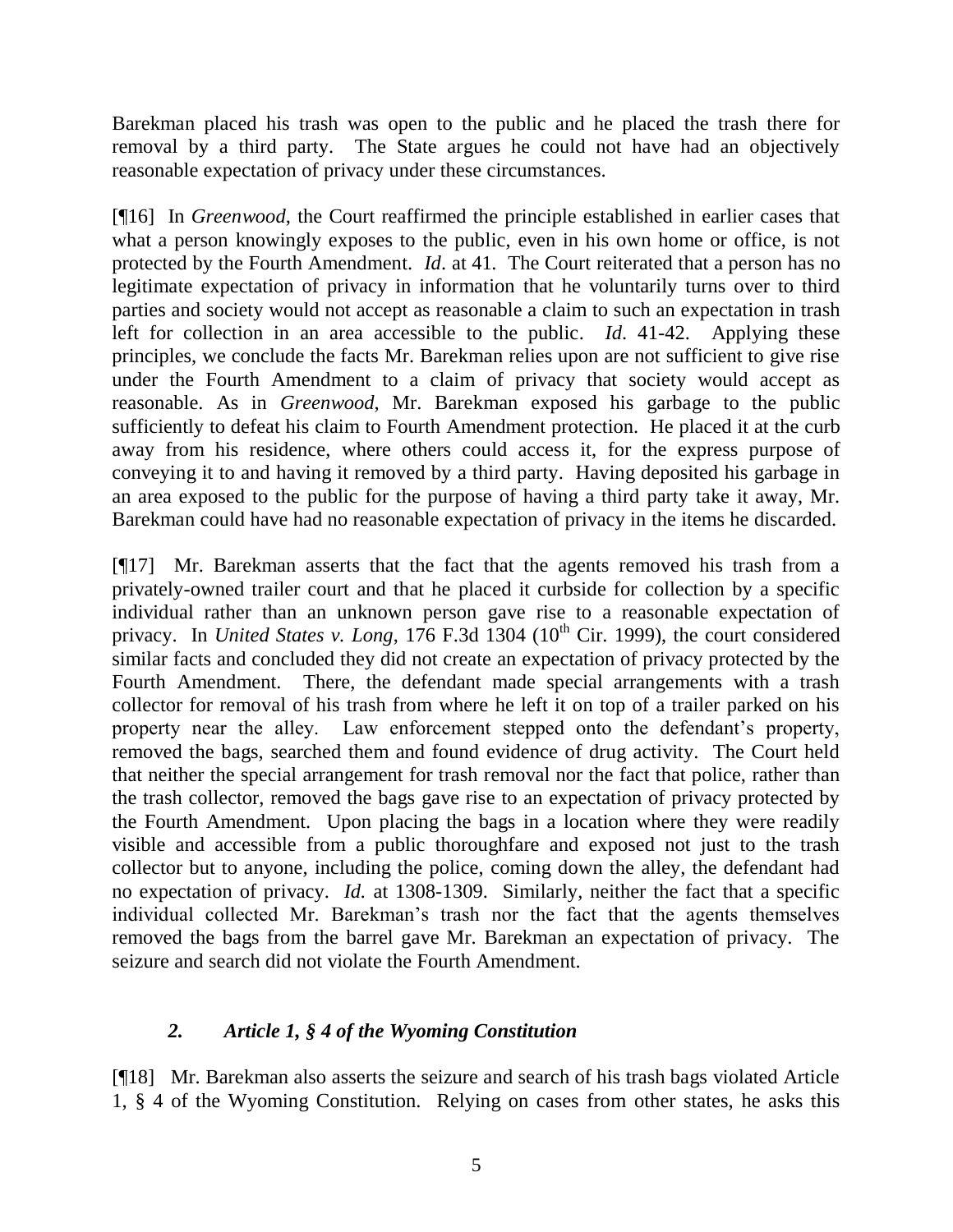Barekman placed his trash was open to the public and he placed the trash there for removal by a third party. The State argues he could not have had an objectively reasonable expectation of privacy under these circumstances.

[¶16] In *Greenwood*, the Court reaffirmed the principle established in earlier cases that what a person knowingly exposes to the public, even in his own home or office, is not protected by the Fourth Amendment. *Id*. at 41. The Court reiterated that a person has no legitimate expectation of privacy in information that he voluntarily turns over to third parties and society would not accept as reasonable a claim to such an expectation in trash left for collection in an area accessible to the public. *Id*. 41-42. Applying these principles, we conclude the facts Mr. Barekman relies upon are not sufficient to give rise under the Fourth Amendment to a claim of privacy that society would accept as reasonable. As in *Greenwood*, Mr. Barekman exposed his garbage to the public sufficiently to defeat his claim to Fourth Amendment protection. He placed it at the curb away from his residence, where others could access it, for the express purpose of conveying it to and having it removed by a third party. Having deposited his garbage in an area exposed to the public for the purpose of having a third party take it away, Mr. Barekman could have had no reasonable expectation of privacy in the items he discarded.

[¶17] Mr. Barekman asserts that the fact that the agents removed his trash from a privately-owned trailer court and that he placed it curbside for collection by a specific individual rather than an unknown person gave rise to a reasonable expectation of privacy. In *United States v. Long*, 176 F.3d 1304 (10th Cir. 1999), the court considered similar facts and concluded they did not create an expectation of privacy protected by the Fourth Amendment. There, the defendant made special arrangements with a trash collector for removal of his trash from where he left it on top of a trailer parked on his property near the alley. Law enforcement stepped onto the defendant's property, removed the bags, searched them and found evidence of drug activity. The Court held that neither the special arrangement for trash removal nor the fact that police, rather than the trash collector, removed the bags gave rise to an expectation of privacy protected by the Fourth Amendment. Upon placing the bags in a location where they were readily visible and accessible from a public thoroughfare and exposed not just to the trash collector but to anyone, including the police, coming down the alley, the defendant had no expectation of privacy. *Id.* at 1308-1309. Similarly, neither the fact that a specific individual collected Mr. Barekman's trash nor the fact that the agents themselves removed the bags from the barrel gave Mr. Barekman an expectation of privacy. The seizure and search did not violate the Fourth Amendment.

### *2. Article 1, § 4 of the Wyoming Constitution*

[¶18] Mr. Barekman also asserts the seizure and search of his trash bags violated Article 1, § 4 of the Wyoming Constitution. Relying on cases from other states, he asks this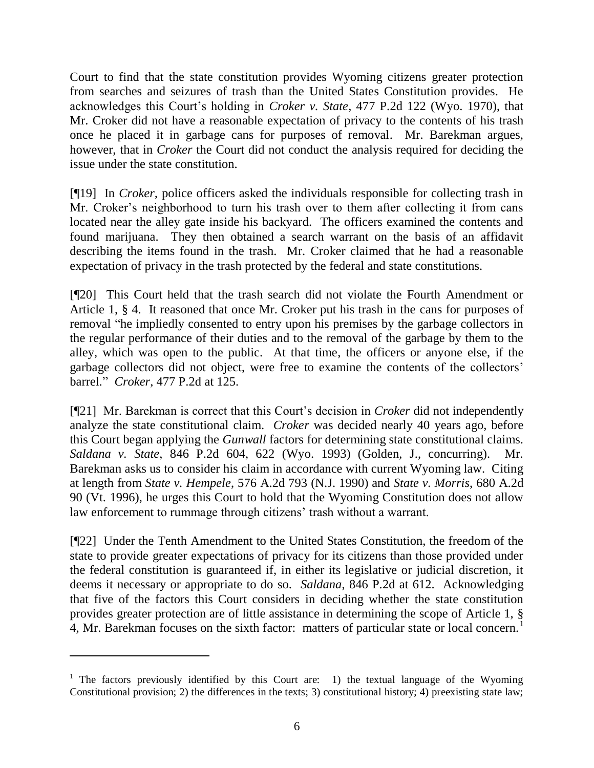Court to find that the state constitution provides Wyoming citizens greater protection from searches and seizures of trash than the United States Constitution provides. He acknowledges this Court's holding in *Croker v. State*, 477 P.2d 122 (Wyo. 1970), that Mr. Croker did not have a reasonable expectation of privacy to the contents of his trash once he placed it in garbage cans for purposes of removal. Mr. Barekman argues, however, that in *Croker* the Court did not conduct the analysis required for deciding the issue under the state constitution.

[¶19] In *Croker*, police officers asked the individuals responsible for collecting trash in Mr. Croker's neighborhood to turn his trash over to them after collecting it from cans located near the alley gate inside his backyard. The officers examined the contents and found marijuana. They then obtained a search warrant on the basis of an affidavit describing the items found in the trash. Mr. Croker claimed that he had a reasonable expectation of privacy in the trash protected by the federal and state constitutions.

[¶20] This Court held that the trash search did not violate the Fourth Amendment or Article 1, § 4. It reasoned that once Mr. Croker put his trash in the cans for purposes of removal "he impliedly consented to entry upon his premises by the garbage collectors in the regular performance of their duties and to the removal of the garbage by them to the alley, which was open to the public. At that time, the officers or anyone else, if the garbage collectors did not object, were free to examine the contents of the collectors' barrel." *Croker*, 477 P.2d at 125.

[¶21] Mr. Barekman is correct that this Court's decision in *Croker* did not independently analyze the state constitutional claim. *Croker* was decided nearly 40 years ago, before this Court began applying the *Gunwall* factors for determining state constitutional claims. *Saldana v. State*, 846 P.2d 604, 622 (Wyo. 1993) (Golden, J., concurring). Mr. Barekman asks us to consider his claim in accordance with current Wyoming law. Citing at length from *State v. Hempele*, 576 A.2d 793 (N.J. 1990) and *State v. Morris*, 680 A.2d 90 (Vt. 1996), he urges this Court to hold that the Wyoming Constitution does not allow law enforcement to rummage through citizens' trash without a warrant.

[¶22] Under the Tenth Amendment to the United States Constitution, the freedom of the state to provide greater expectations of privacy for its citizens than those provided under the federal constitution is guaranteed if, in either its legislative or judicial discretion, it deems it necessary or appropriate to do so. *Saldana*, 846 P.2d at 612. Acknowledging that five of the factors this Court considers in deciding whether the state constitution provides greater protection are of little assistance in determining the scope of Article 1, § 4, Mr. Barekman focuses on the sixth factor: matters of particular state or local concern.[1]

---

[1] The factors previously identified by this Court are: 1) the textual language of the Wyoming Constitutional provision; 2) the differences in the texts; 3) constitutional history; 4) preexisting state law;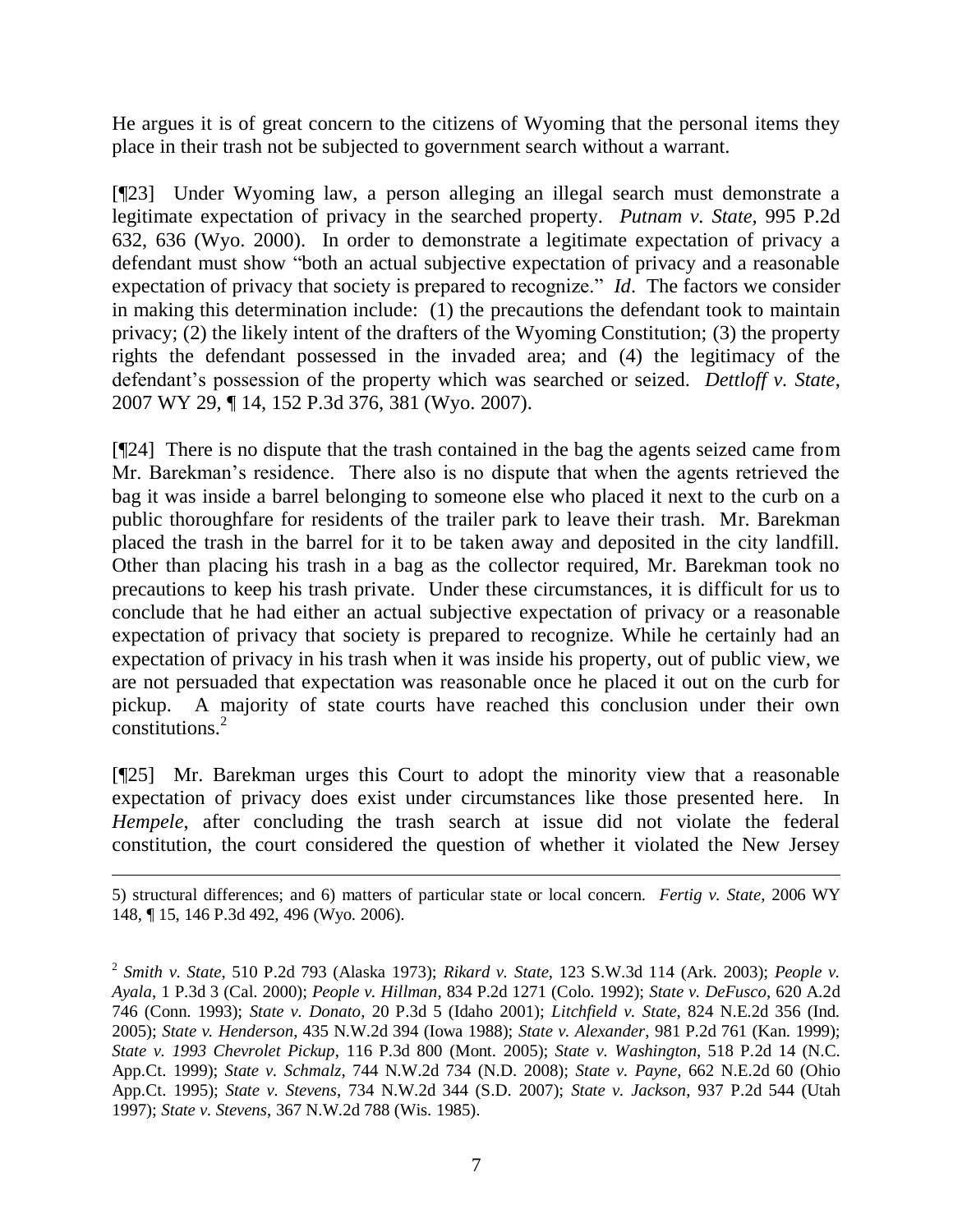He argues it is of great concern to the citizens of Wyoming that the personal items they place in their trash not be subjected to government search without a warrant.

[¶23] Under Wyoming law, a person alleging an illegal search must demonstrate a legitimate expectation of privacy in the searched property. *Putnam v. State,* 995 P.2d 632, 636 (Wyo. 2000). In order to demonstrate a legitimate expectation of privacy a defendant must show "both an actual subjective expectation of privacy and a reasonable expectation of privacy that society is prepared to recognize." *Id*. The factors we consider in making this determination include: (1) the precautions the defendant took to maintain privacy; (2) the likely intent of the drafters of the Wyoming Constitution; (3) the property rights the defendant possessed in the invaded area; and (4) the legitimacy of the defendant's possession of the property which was searched or seized. *Dettloff v. State*, 2007 WY 29, ¶ 14, 152 P.3d 376, 381 (Wyo. 2007).

[¶24] There is no dispute that the trash contained in the bag the agents seized came from Mr. Barekman's residence. There also is no dispute that when the agents retrieved the bag it was inside a barrel belonging to someone else who placed it next to the curb on a public thoroughfare for residents of the trailer park to leave their trash. Mr. Barekman placed the trash in the barrel for it to be taken away and deposited in the city landfill. Other than placing his trash in a bag as the collector required, Mr. Barekman took no precautions to keep his trash private. Under these circumstances, it is difficult for us to conclude that he had either an actual subjective expectation of privacy or a reasonable expectation of privacy that society is prepared to recognize. While he certainly had an expectation of privacy in his trash when it was inside his property, out of public view, we are not persuaded that expectation was reasonable once he placed it out on the curb for pickup. A majority of state courts have reached this conclusion under their own constitutions.[2]

[¶25] Mr. Barekman urges this Court to adopt the minority view that a reasonable expectation of privacy does exist under circumstances like those presented here. In *Hempele*, after concluding the trash search at issue did not violate the federal constitution, the court considered the question of whether it violated the New Jersey

---

5) structural differences; and 6) matters of particular state or local concern. *Fertig v. State,* 2006 WY 148, ¶ 15, 146 P.3d 492, 496 (Wyo. 2006).

[2] *Smith v. State*, 510 P.2d 793 (Alaska 1973); *Rikard v. State*, 123 S.W.3d 114 (Ark. 2003); *People v. Ayala*, 1 P.3d 3 (Cal. 2000); *People v. Hillman*, 834 P.2d 1271 (Colo. 1992); *State v. DeFusco*, 620 A.2d 746 (Conn. 1993); *State v. Donato*, 20 P.3d 5 (Idaho 2001); *Litchfield v. State*, 824 N.E.2d 356 (Ind. 2005); *State v. Henderson*, 435 N.W.2d 394 (Iowa 1988); *State v. Alexander*, 981 P.2d 761 (Kan. 1999); *State v. 1993 Chevrolet Pickup*, 116 P.3d 800 (Mont. 2005); *State v. Washington*, 518 P.2d 14 (N.C. App.Ct. 1999); *State v. Schmalz*, 744 N.W.2d 734 (N.D. 2008); *State v. Payne*, 662 N.E.2d 60 (Ohio App.Ct. 1995); *State v. Stevens*, 734 N.W.2d 344 (S.D. 2007); *State v. Jackson*, 937 P.2d 544 (Utah 1997); *State v. Stevens*, 367 N.W.2d 788 (Wis. 1985).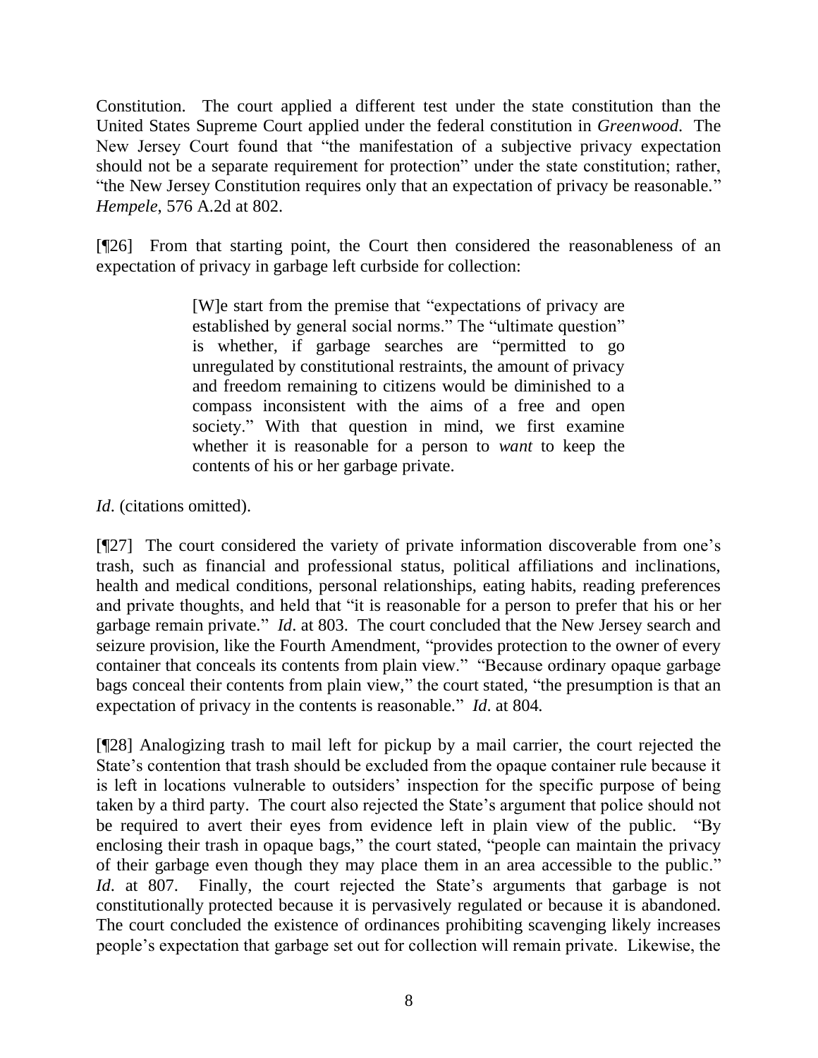Constitution. The court applied a different test under the state constitution than the United States Supreme Court applied under the federal constitution in *Greenwood*. The New Jersey Court found that "the manifestation of a subjective privacy expectation should not be a separate requirement for protection" under the state constitution; rather, "the New Jersey Constitution requires only that an expectation of privacy be reasonable." *Hempele*, 576 A.2d at 802.

[¶26] From that starting point, the Court then considered the reasonableness of an expectation of privacy in garbage left curbside for collection:

> [W]e start from the premise that "expectations of privacy are established by general social norms." The "ultimate question" is whether, if garbage searches are "permitted to go unregulated by constitutional restraints, the amount of privacy and freedom remaining to citizens would be diminished to a compass inconsistent with the aims of a free and open society." With that question in mind, we first examine whether it is reasonable for a person to *want* to keep the contents of his or her garbage private.

*Id*. (citations omitted).

[¶27] The court considered the variety of private information discoverable from one's trash, such as financial and professional status, political affiliations and inclinations, health and medical conditions, personal relationships, eating habits, reading preferences and private thoughts, and held that "it is reasonable for a person to prefer that his or her garbage remain private." *Id*. at 803. The court concluded that the New Jersey search and seizure provision, like the Fourth Amendment, "provides protection to the owner of every container that conceals its contents from plain view." "Because ordinary opaque garbage bags conceal their contents from plain view," the court stated, "the presumption is that an expectation of privacy in the contents is reasonable." *Id*. at 804.

[¶28] Analogizing trash to mail left for pickup by a mail carrier, the court rejected the State's contention that trash should be excluded from the opaque container rule because it is left in locations vulnerable to outsiders' inspection for the specific purpose of being taken by a third party. The court also rejected the State's argument that police should not be required to avert their eyes from evidence left in plain view of the public. "By enclosing their trash in opaque bags," the court stated, "people can maintain the privacy of their garbage even though they may place them in an area accessible to the public." *Id*. at 807. Finally, the court rejected the State's arguments that garbage is not constitutionally protected because it is pervasively regulated or because it is abandoned. The court concluded the existence of ordinances prohibiting scavenging likely increases people's expectation that garbage set out for collection will remain private. Likewise, the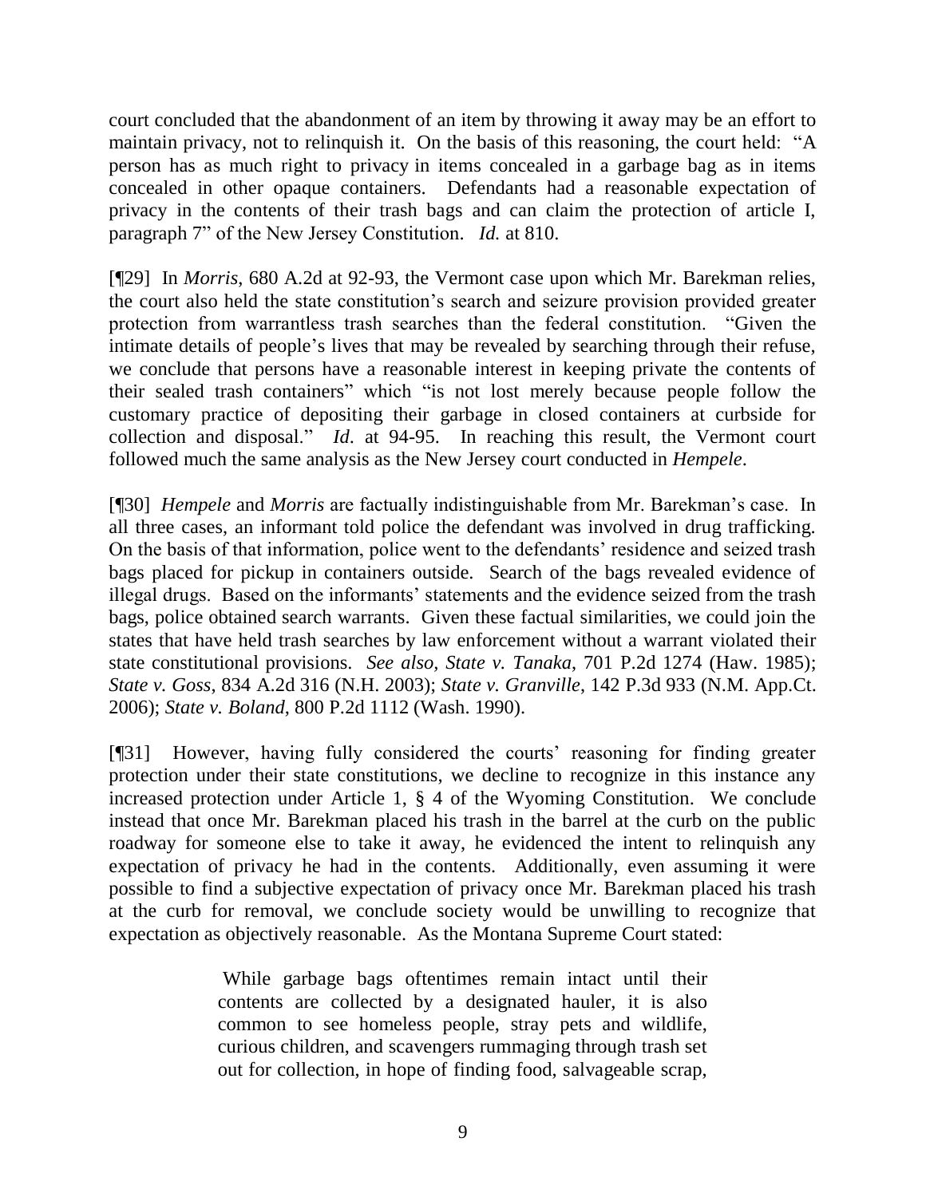court concluded that the abandonment of an item by throwing it away may be an effort to maintain privacy, not to relinquish it. On the basis of this reasoning, the court held: "A person has as much right to privacy in items concealed in a garbage bag as in items concealed in other opaque containers. Defendants had a reasonable expectation of privacy in the contents of their trash bags and can claim the protection of article I, paragraph 7" of the New Jersey Constitution. *Id.* at 810.

[¶29] In *Morris*, 680 A.2d at 92-93, the Vermont case upon which Mr. Barekman relies, the court also held the state constitution's search and seizure provision provided greater protection from warrantless trash searches than the federal constitution. "Given the intimate details of people's lives that may be revealed by searching through their refuse, we conclude that persons have a reasonable interest in keeping private the contents of their sealed trash containers" which "is not lost merely because people follow the customary practice of depositing their garbage in closed containers at curbside for collection and disposal." *Id*. at 94-95. In reaching this result, the Vermont court followed much the same analysis as the New Jersey court conducted in *Hempele*.

[¶30] *Hempele* and *Morris* are factually indistinguishable from Mr. Barekman's case. In all three cases, an informant told police the defendant was involved in drug trafficking. On the basis of that information, police went to the defendants' residence and seized trash bags placed for pickup in containers outside. Search of the bags revealed evidence of illegal drugs. Based on the informants' statements and the evidence seized from the trash bags, police obtained search warrants. Given these factual similarities, we could join the states that have held trash searches by law enforcement without a warrant violated their state constitutional provisions. *See also, State v. Tanaka*, 701 P.2d 1274 (Haw. 1985); *State v. Goss*, 834 A.2d 316 (N.H. 2003); *State v. Granville*, 142 P.3d 933 (N.M. App.Ct. 2006); *State v. Boland*, 800 P.2d 1112 (Wash. 1990).

[¶31] However, having fully considered the courts' reasoning for finding greater protection under their state constitutions, we decline to recognize in this instance any increased protection under Article 1, § 4 of the Wyoming Constitution. We conclude instead that once Mr. Barekman placed his trash in the barrel at the curb on the public roadway for someone else to take it away, he evidenced the intent to relinquish any expectation of privacy he had in the contents. Additionally, even assuming it were possible to find a subjective expectation of privacy once Mr. Barekman placed his trash at the curb for removal, we conclude society would be unwilling to recognize that expectation as objectively reasonable. As the Montana Supreme Court stated:

> While garbage bags oftentimes remain intact until their contents are collected by a designated hauler, it is also common to see homeless people, stray pets and wildlife, curious children, and scavengers rummaging through trash set out for collection, in hope of finding food, salvageable scrap,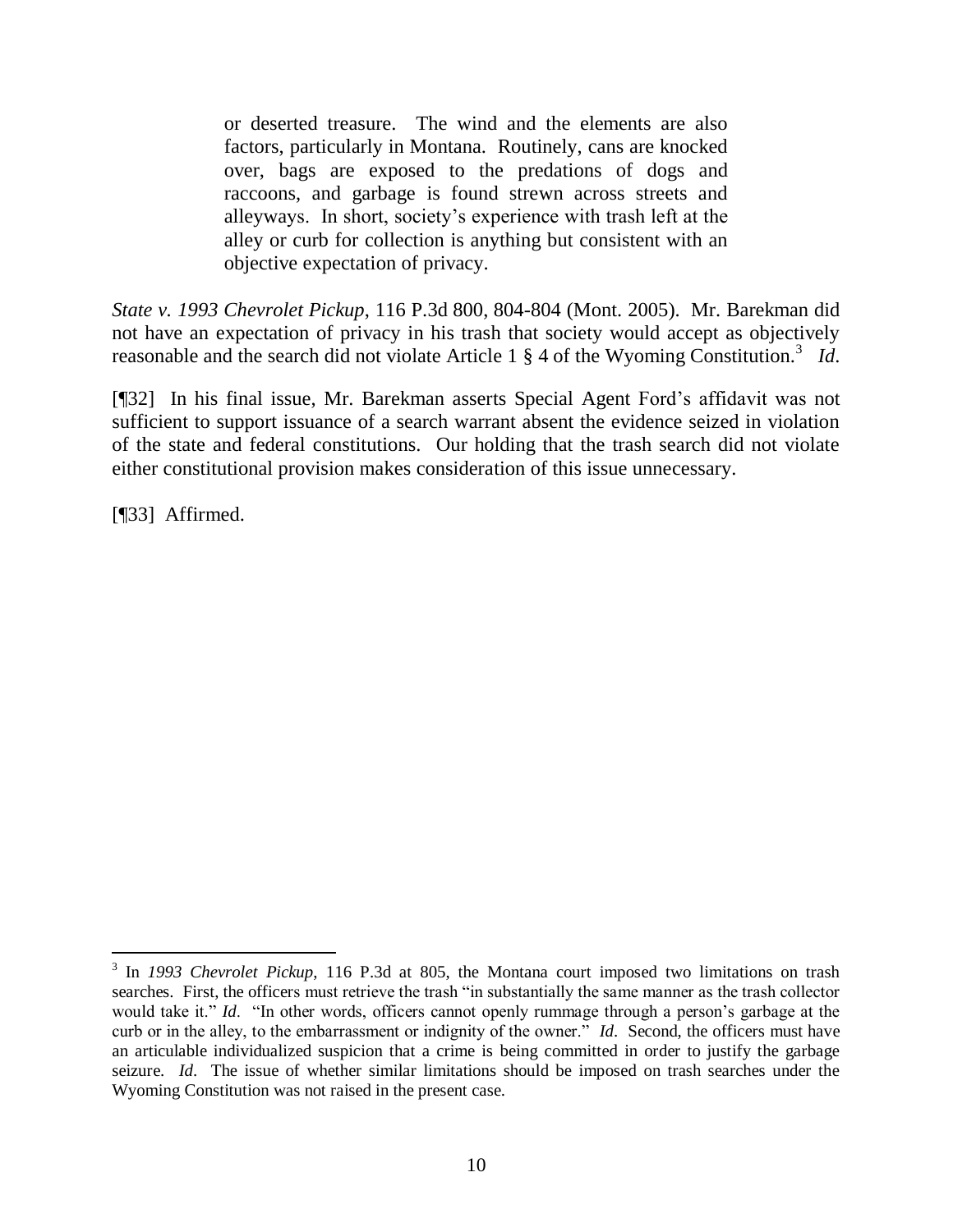> or deserted treasure. The wind and the elements are also factors, particularly in Montana. Routinely, cans are knocked over, bags are exposed to the predations of dogs and raccoons, and garbage is found strewn across streets and alleyways. In short, society's experience with trash left at the alley or curb for collection is anything but consistent with an objective expectation of privacy.

*State v. 1993 Chevrolet Pickup*, 116 P.3d 800, 804-804 (Mont. 2005). Mr. Barekman did not have an expectation of privacy in his trash that society would accept as objectively reasonable and the search did not violate Article 1 § 4 of the Wyoming Constitution.[3] *Id*.

[¶32] In his final issue, Mr. Barekman asserts Special Agent Ford's affidavit was not sufficient to support issuance of a search warrant absent the evidence seized in violation of the state and federal constitutions. Our holding that the trash search did not violate either constitutional provision makes consideration of this issue unnecessary.

[¶33] Affirmed.

---

[3] In *1993 Chevrolet Pickup*, 116 P.3d at 805, the Montana court imposed two limitations on trash searches. First, the officers must retrieve the trash "in substantially the same manner as the trash collector would take it." *Id*. "In other words, officers cannot openly rummage through a person's garbage at the curb or in the alley, to the embarrassment or indignity of the owner." *Id*. Second, the officers must have an articulable individualized suspicion that a crime is being committed in order to justify the garbage seizure. *Id*. The issue of whether similar limitations should be imposed on trash searches under the Wyoming Constitution was not raised in the present case.